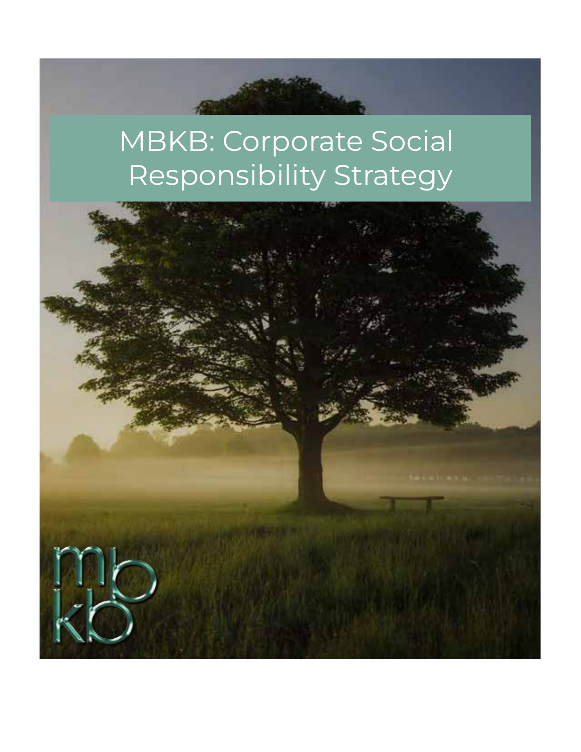# MBKB: Corporate Social Responsibility Strategy

mb
kb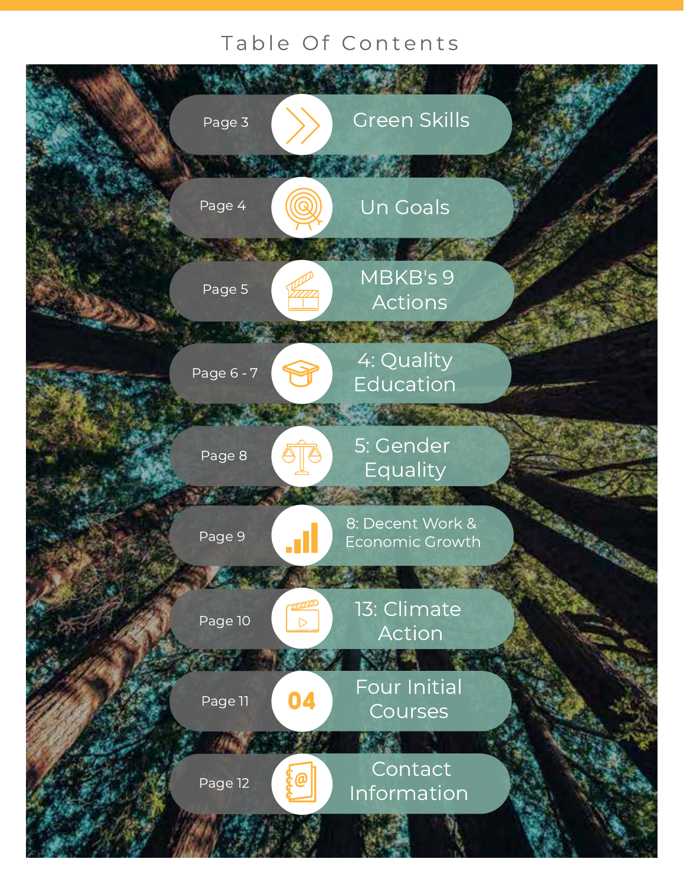# Table Of Contents

| Page | Section |
| --- | --- |
| Page 3 | Green Skills |
| Page 4 | Un Goals |
| Page 5 | MBKB's 9 Actions |
| Page 6 - 7 | 4: Quality Education |
| Page 8 | 5: Gender Equality |
| Page 9 | 8: Decent Work & Economic Growth |
| Page 10 | 13: Climate Action |
| Page 11 | Four Initial Courses |
| Page 12 | Contact Information |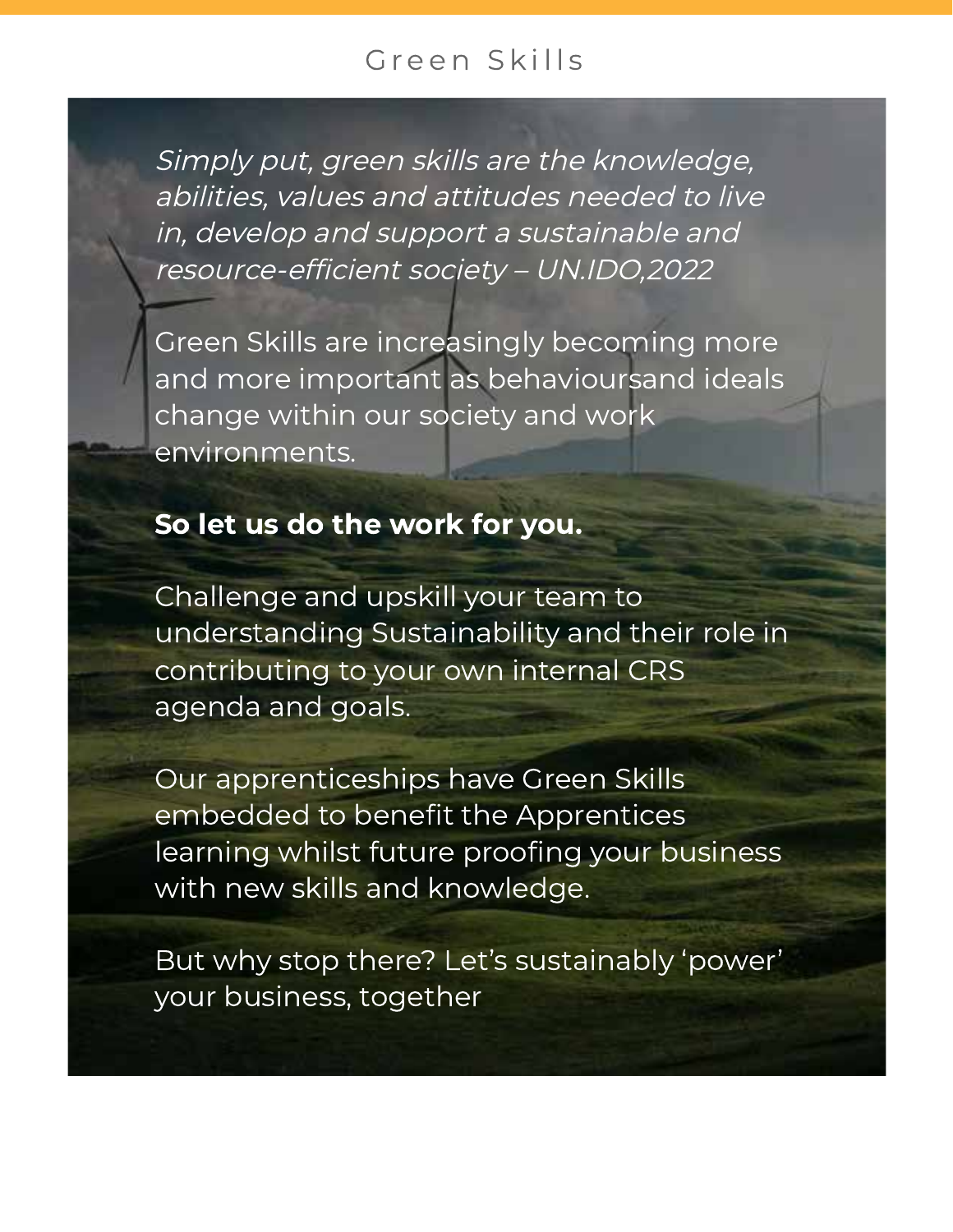# Green Skills

*Simply put, green skills are the knowledge, abilities, values and attitudes needed to live in, develop and support a sustainable and resource-efficient society – UN.IDO,2022*

Green Skills are increasingly becoming more and more important as behavioursand ideals change within our society and work environments.

**So let us do the work for you.**

Challenge and upskill your team to understanding Sustainability and their role in contributing to your own internal CRS agenda and goals.

Our apprenticeships have Green Skills embedded to benefit the Apprentices learning whilst future proofing your business with new skills and knowledge.

But why stop there? Let's sustainably 'power' your business, together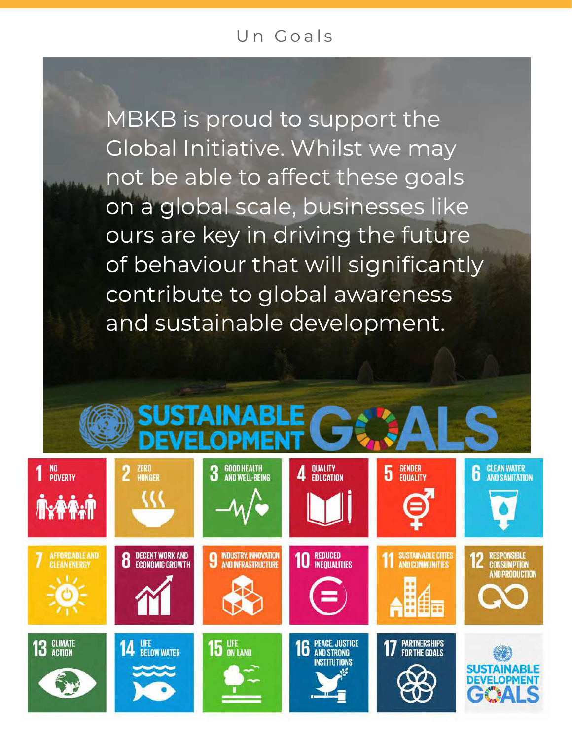# Un Goals

MBKB is proud to support the Global Initiative. Whilst we may not be able to affect these goals on a global scale, businesses like ours are key in driving the future of behaviour that will significantly contribute to global awareness and sustainable development.

SUSTAINABLE DEVELOPMENT GOALS

1 NO POVERTY

2 ZERO HUNGER

3 GOOD HEALTH AND WELL-BEING

4 QUALITY EDUCATION

5 GENDER EQUALITY

6 CLEAN WATER AND SANITATION

7 AFFORDABLE AND CLEAN ENERGY

8 DECENT WORK AND ECONOMIC GROWTH

9 INDUSTRY, INNOVATION AND INFRASTRUCTURE

10 REDUCED INEQUALITIES

11 SUSTAINABLE CITIES AND COMMUNITIES

12 RESPONSIBLE CONSUMPTION AND PRODUCTION

13 CLIMATE ACTION

14 LIFE BELOW WATER

15 LIFE ON LAND

16 PEACE, JUSTICE AND STRONG INSTITUTIONS

17 PARTNERSHIPS FOR THE GOALS

SUSTAINABLE DEVELOPMENT GOALS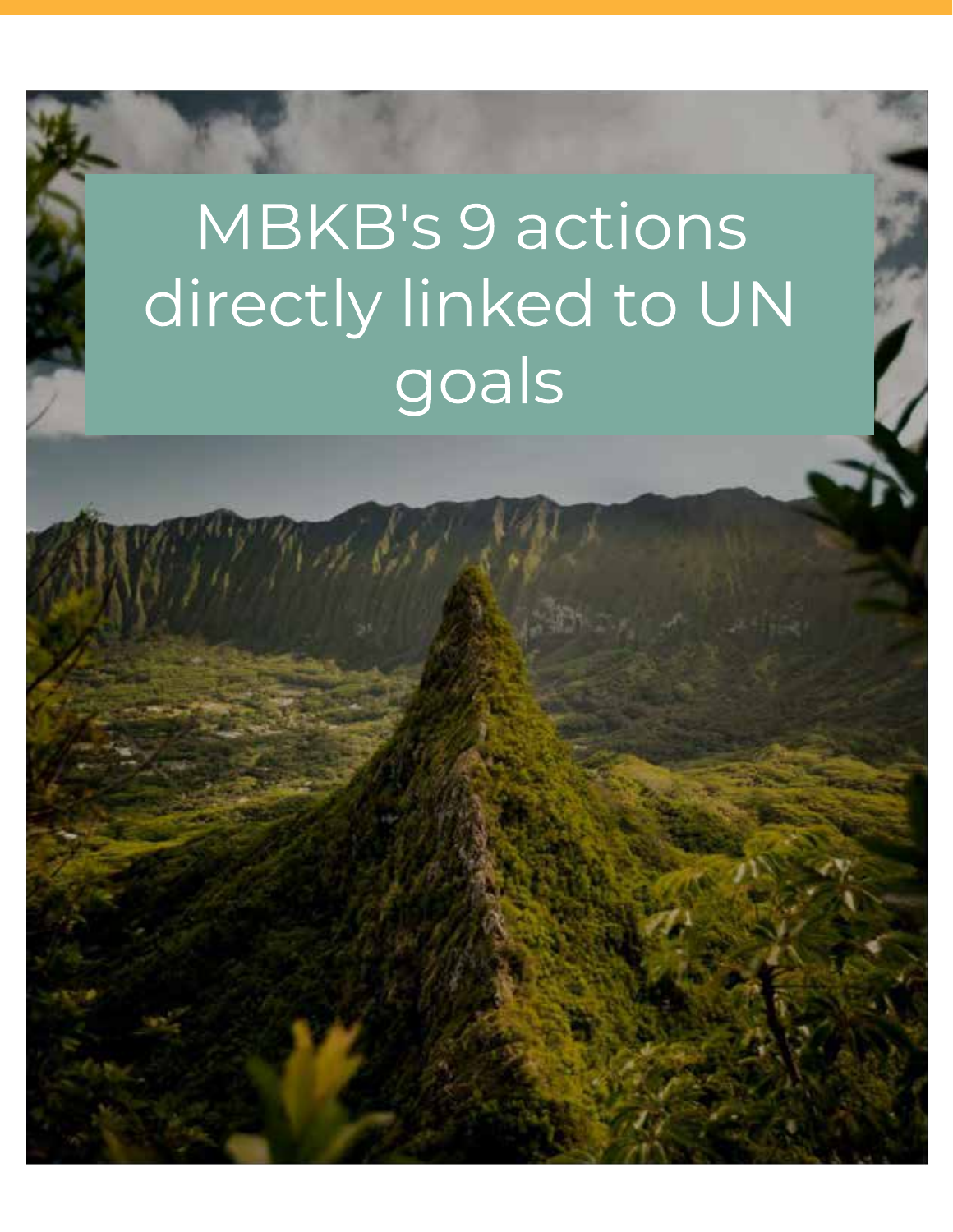# MBKB's 9 actions directly linked to UN goals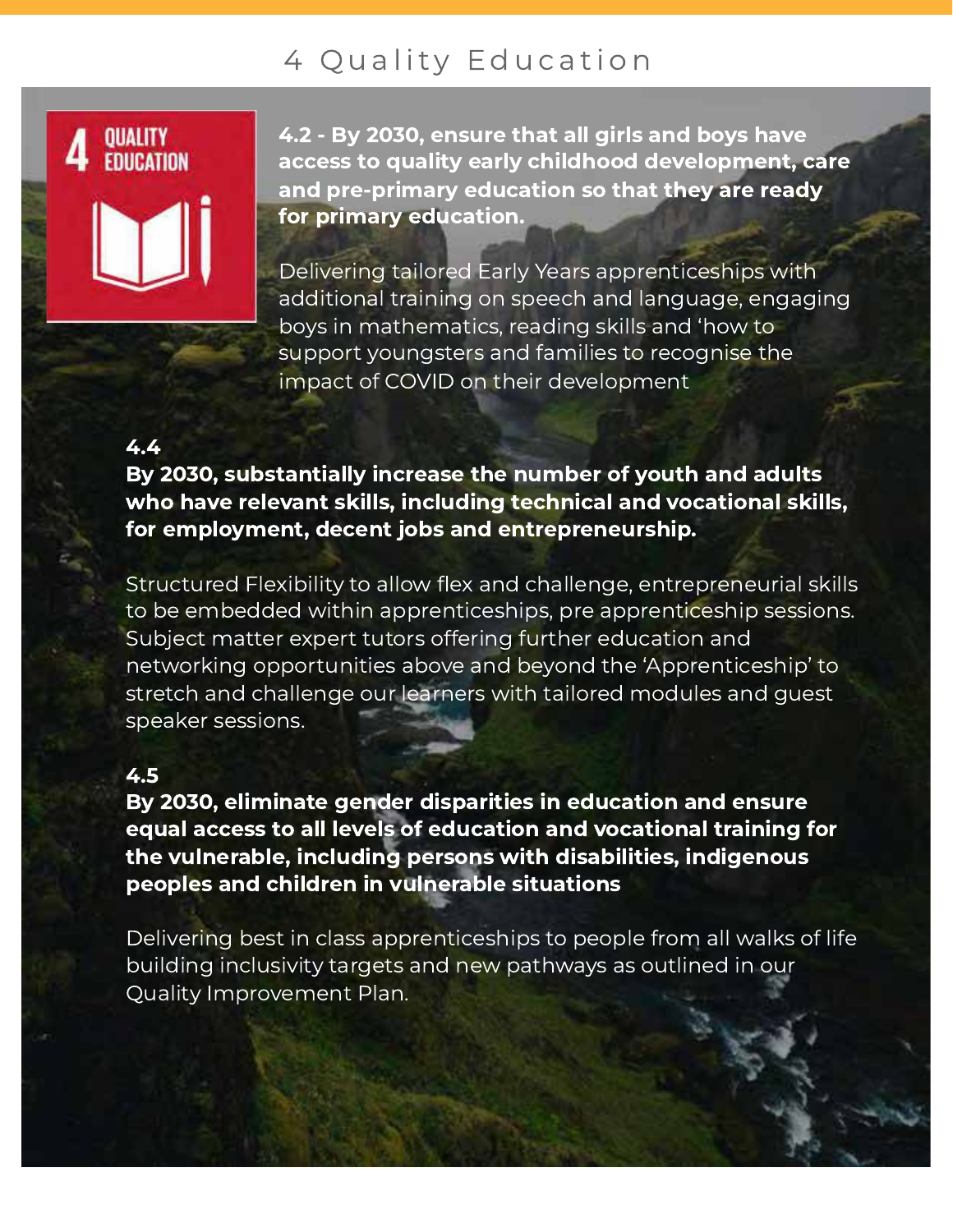# 4 Quality Education

4 QUALITY EDUCATION

**4.2 - By 2030, ensure that all girls and boys have access to quality early childhood development, care and pre-primary education so that they are ready for primary education.**

Delivering tailored Early Years apprenticeships with additional training on speech and language, engaging boys in mathematics, reading skills and 'how to support youngsters and families to recognise the impact of COVID on their development

**4.4**
**By 2030, substantially increase the number of youth and adults who have relevant skills, including technical and vocational skills, for employment, decent jobs and entrepreneurship.**

Structured Flexibility to allow flex and challenge, entrepreneurial skills to be embedded within apprenticeships, pre apprenticeship sessions. Subject matter expert tutors offering further education and networking opportunities above and beyond the 'Apprenticeship' to stretch and challenge our learners with tailored modules and guest speaker sessions.

**4.5**
**By 2030, eliminate gender disparities in education and ensure equal access to all levels of education and vocational training for the vulnerable, including persons with disabilities, indigenous peoples and children in vulnerable situations**

Delivering best in class apprenticeships to people from all walks of life building inclusivity targets and new pathways as outlined in our Quality Improvement Plan.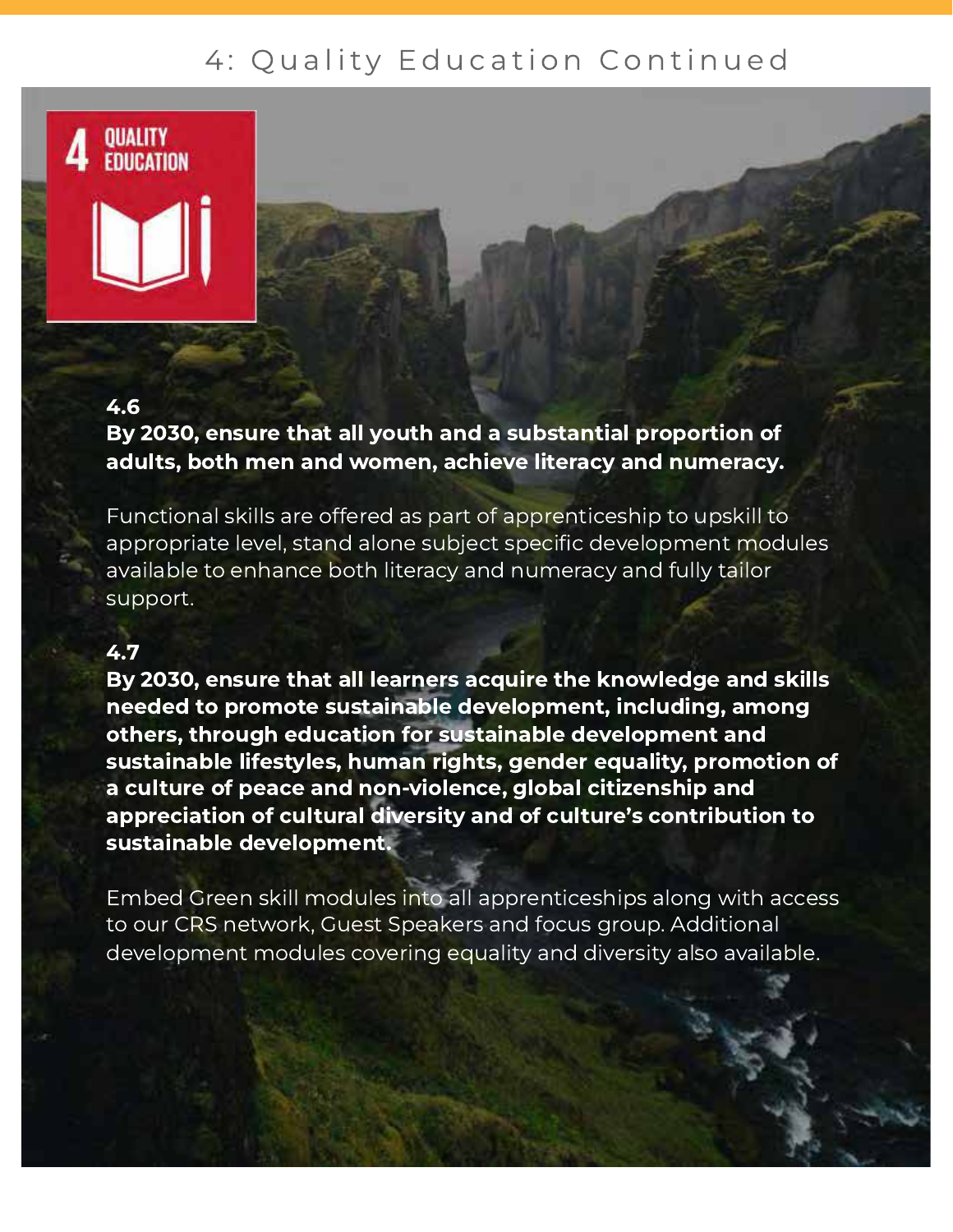# 4: Quality Education Continued

4 QUALITY EDUCATION

**4.6**
**By 2030, ensure that all youth and a substantial proportion of adults, both men and women, achieve literacy and numeracy.**

Functional skills are offered as part of apprenticeship to upskill to appropriate level, stand alone subject specific development modules available to enhance both literacy and numeracy and fully tailor support.

**4.7**
**By 2030, ensure that all learners acquire the knowledge and skills needed to promote sustainable development, including, among others, through education for sustainable development and sustainable lifestyles, human rights, gender equality, promotion of a culture of peace and non-violence, global citizenship and appreciation of cultural diversity and of culture's contribution to sustainable development.**

Embed Green skill modules into all apprenticeships along with access to our CRS network, Guest Speakers and focus group. Additional development modules covering equality and diversity also available.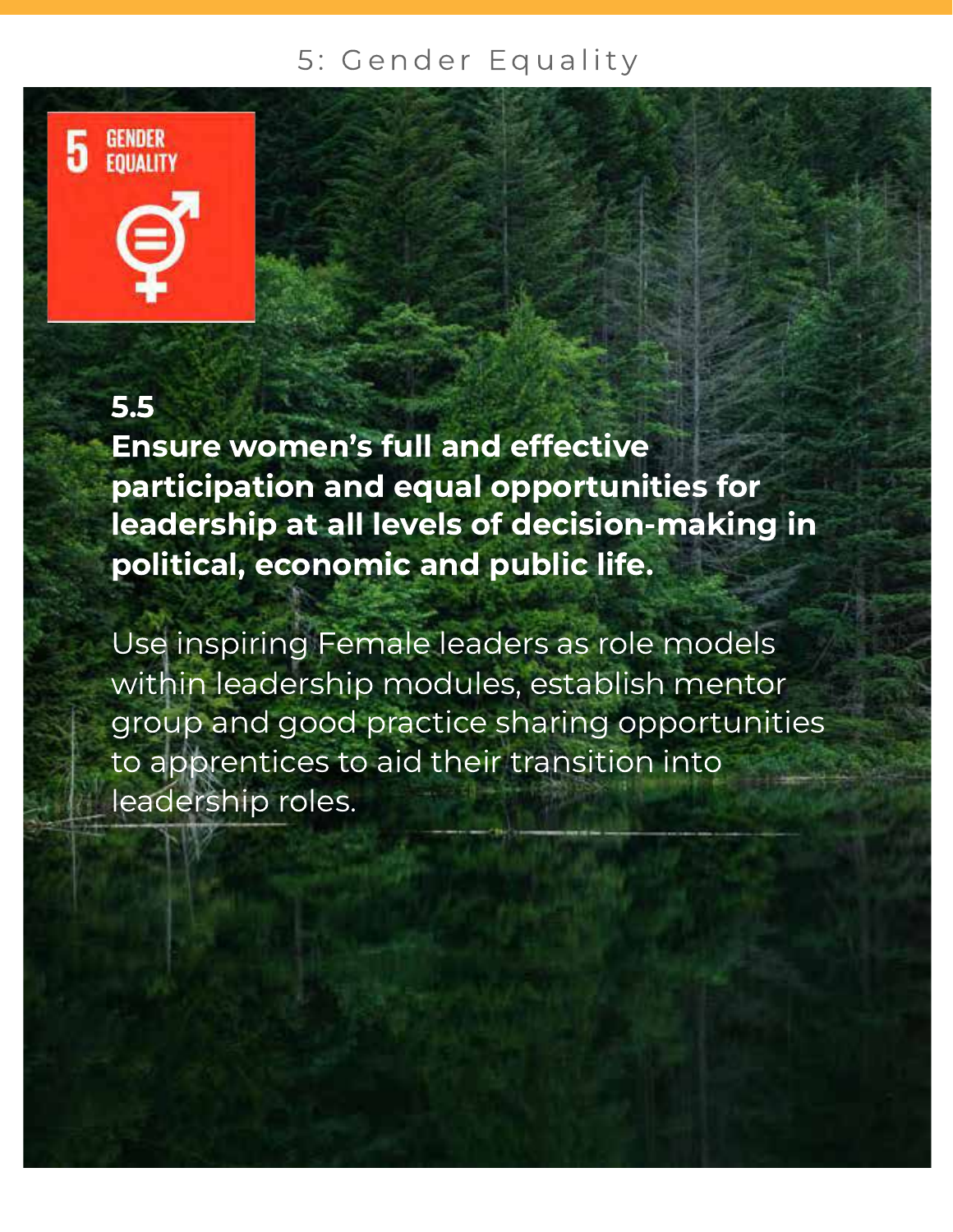# 5: Gender Equality

5 GENDER EQUALITY

**5.5**
**Ensure women's full and effective participation and equal opportunities for leadership at all levels of decision-making in political, economic and public life.**

Use inspiring Female leaders as role models within leadership modules, establish mentor group and good practice sharing opportunities to apprentices to aid their transition into leadership roles.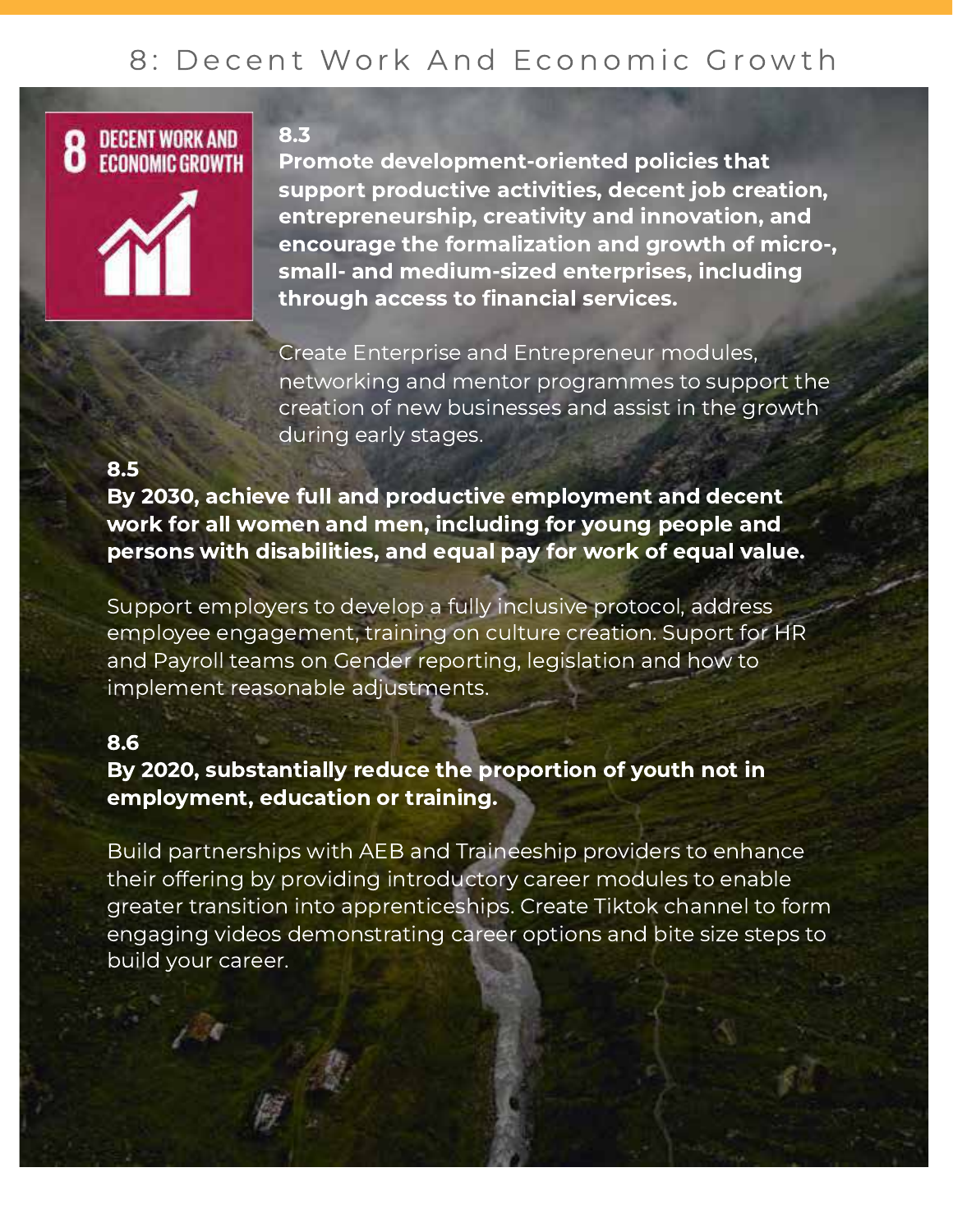# 8: Decent Work And Economic Growth

8 DECENT WORK AND ECONOMIC GROWTH

**8.3**

**Promote development-oriented policies that support productive activities, decent job creation, entrepreneurship, creativity and innovation, and encourage the formalization and growth of micro-, small- and medium-sized enterprises, including through access to financial services.**

Create Enterprise and Entrepreneur modules, networking and mentor programmes to support the creation of new businesses and assist in the growth during early stages.

**8.5**

**By 2030, achieve full and productive employment and decent work for all women and men, including for young people and persons with disabilities, and equal pay for work of equal value.**

Support employers to develop a fully inclusive protocol, address employee engagement, training on culture creation. Suport for HR and Payroll teams on Gender reporting, legislation and how to implement reasonable adjustments.

**8.6**

**By 2020, substantially reduce the proportion of youth not in employment, education or training.**

Build partnerships with AEB and Traineeship providers to enhance their offering by providing introductory career modules to enable greater transition into apprenticeships. Create Tiktok channel to form engaging videos demonstrating career options and bite size steps to build your career.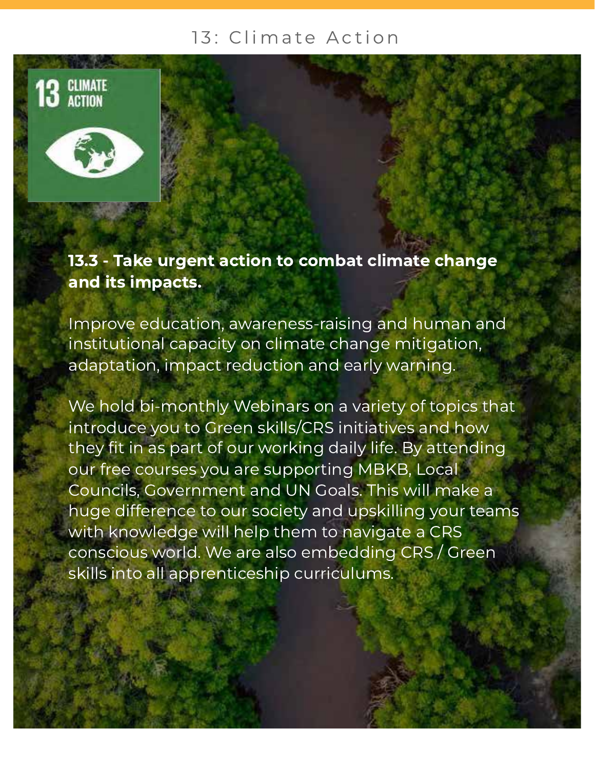# 13: Climate Action

13 CLIMATE ACTION

**13.3 - Take urgent action to combat climate change and its impacts.**

Improve education, awareness-raising and human and institutional capacity on climate change mitigation, adaptation, impact reduction and early warning.

We hold bi-monthly Webinars on a variety of topics that introduce you to Green skills/CRS initiatives and how they fit in as part of our working daily life. By attending our free courses you are supporting MBKB, Local Councils, Government and UN Goals. This will make a huge difference to our society and upskilling your teams with knowledge will help them to navigate a CRS conscious world. We are also embedding CRS / Green skills into all apprenticeship curriculums.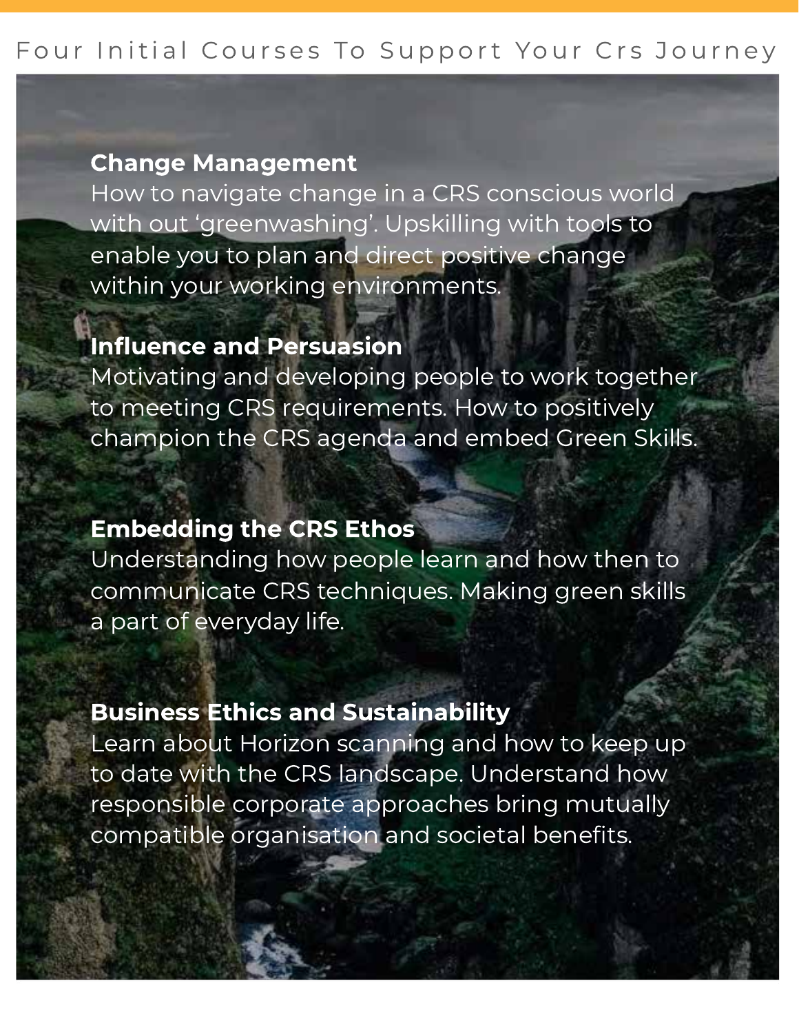# Four Initial Courses To Support Your Crs Journey

**Change Management**
How to navigate change in a CRS conscious world with out 'greenwashing'. Upskilling with tools to enable you to plan and direct positive change within your working environments.

**Influence and Persuasion**
Motivating and developing people to work together to meeting CRS requirements. How to positively champion the CRS agenda and embed Green Skills.

**Embedding the CRS Ethos**
Understanding how people learn and how then to communicate CRS techniques. Making green skills a part of everyday life.

**Business Ethics and Sustainability**
Learn about Horizon scanning and how to keep up to date with the CRS landscape. Understand how responsible corporate approaches bring mutually compatible organisation and societal benefits.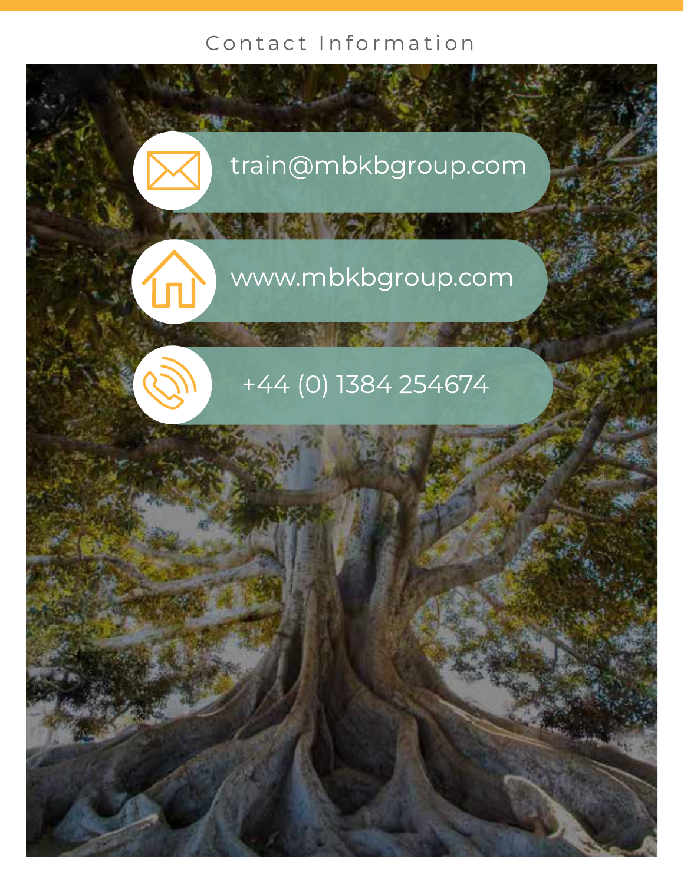# Contact Information

train@mbkbgroup.com

www.mbkbgroup.com

+44 (0) 1384 254674